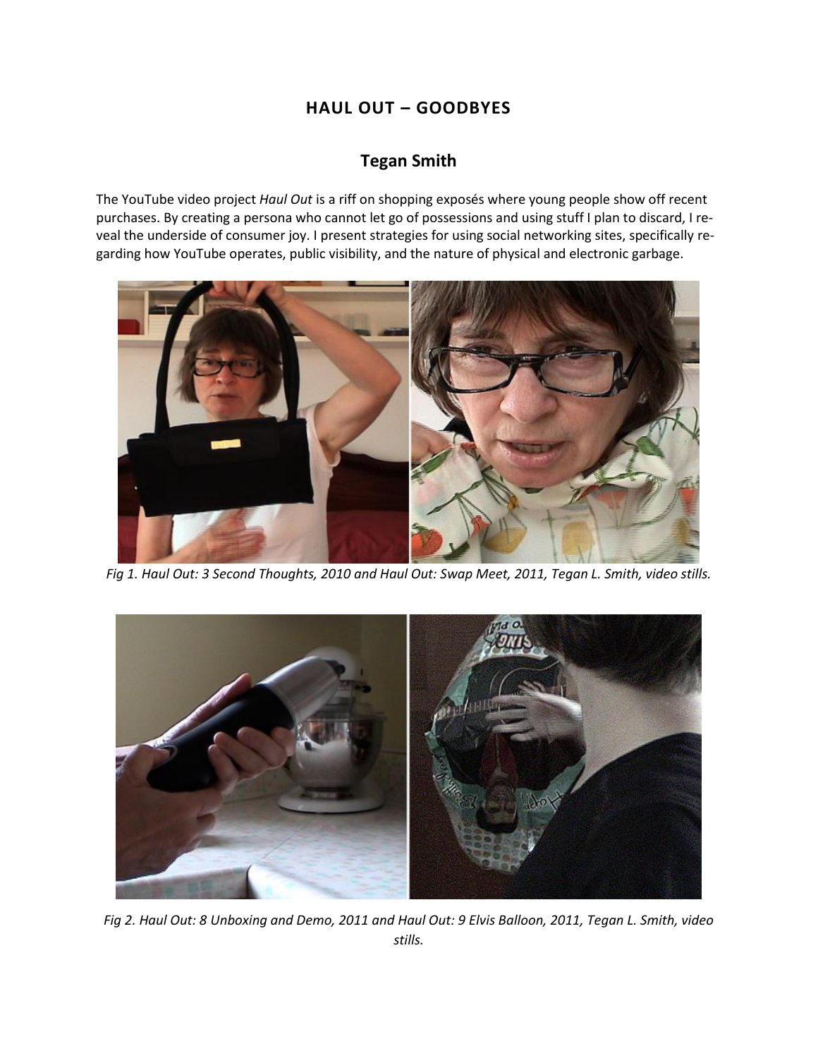# HAUL OUT – GOODBYES

## Tegan Smith

The YouTube video project *Haul Out* is a riff on shopping exposés where young people show off recent purchases. By creating a persona who cannot let go of possessions and using stuff I plan to discard, I reveal the underside of consumer joy. I present strategies for using social networking sites, specifically regarding how YouTube operates, public visibility, and the nature of physical and electronic garbage.

*Fig 1. Haul Out: 3 Second Thoughts, 2010 and Haul Out: Swap Meet, 2011, Tegan L. Smith, video stills.*

*Fig 2. Haul Out: 8 Unboxing and Demo, 2011 and Haul Out: 9 Elvis Balloon, 2011, Tegan L. Smith, video stills.*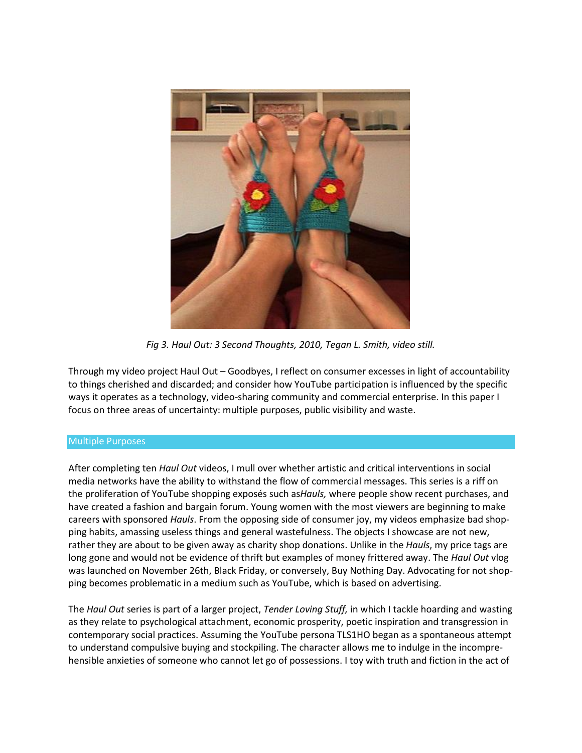*Fig 3. Haul Out: 3 Second Thoughts, 2010, Tegan L. Smith, video still.*

Through my video project Haul Out – Goodbyes, I reflect on consumer excesses in light of accountability to things cherished and discarded; and consider how YouTube participation is influenced by the specific ways it operates as a technology, video-sharing community and commercial enterprise. In this paper I focus on three areas of uncertainty: multiple purposes, public visibility and waste.

## Multiple Purposes

After completing ten *Haul Out* videos, I mull over whether artistic and critical interventions in social media networks have the ability to withstand the flow of commercial messages. This series is a riff on the proliferation of YouTube shopping exposés such as*Hauls,* where people show recent purchases, and have created a fashion and bargain forum. Young women with the most viewers are beginning to make careers with sponsored *Hauls*. From the opposing side of consumer joy, my videos emphasize bad shopping habits, amassing useless things and general wastefulness. The objects I showcase are not new, rather they are about to be given away as charity shop donations. Unlike in the *Hauls*, my price tags are long gone and would not be evidence of thrift but examples of money frittered away. The *Haul Out* vlog was launched on November 26th, Black Friday, or conversely, Buy Nothing Day. Advocating for not shopping becomes problematic in a medium such as YouTube, which is based on advertising.

The *Haul Out* series is part of a larger project, *Tender Loving Stuff,* in which I tackle hoarding and wasting as they relate to psychological attachment, economic prosperity, poetic inspiration and transgression in contemporary social practices. Assuming the YouTube persona TLS1HO began as a spontaneous attempt to understand compulsive buying and stockpiling. The character allows me to indulge in the incomprehensible anxieties of someone who cannot let go of possessions. I toy with truth and fiction in the act of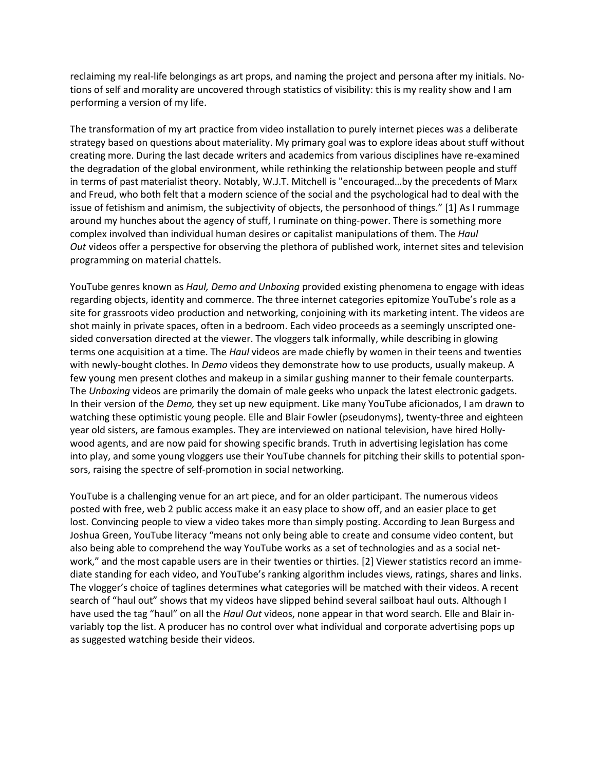reclaiming my real-life belongings as art props, and naming the project and persona after my initials. Notions of self and morality are uncovered through statistics of visibility: this is my reality show and I am performing a version of my life.

The transformation of my art practice from video installation to purely internet pieces was a deliberate strategy based on questions about materiality. My primary goal was to explore ideas about stuff without creating more. During the last decade writers and academics from various disciplines have re-examined the degradation of the global environment, while rethinking the relationship between people and stuff in terms of past materialist theory. Notably, W.J.T. Mitchell is "encouraged…by the precedents of Marx and Freud, who both felt that a modern science of the social and the psychological had to deal with the issue of fetishism and animism, the subjectivity of objects, the personhood of things." [1] As I rummage around my hunches about the agency of stuff, I ruminate on thing-power. There is something more complex involved than individual human desires or capitalist manipulations of them. The *Haul Out* videos offer a perspective for observing the plethora of published work, internet sites and television programming on material chattels.

YouTube genres known as *Haul, Demo and Unboxing* provided existing phenomena to engage with ideas regarding objects, identity and commerce. The three internet categories epitomize YouTube's role as a site for grassroots video production and networking, conjoining with its marketing intent. The videos are shot mainly in private spaces, often in a bedroom. Each video proceeds as a seemingly unscripted one-sided conversation directed at the viewer. The vloggers talk informally, while describing in glowing terms one acquisition at a time. The *Haul* videos are made chiefly by women in their teens and twenties with newly-bought clothes. In *Demo* videos they demonstrate how to use products, usually makeup. A few young men present clothes and makeup in a similar gushing manner to their female counterparts. The *Unboxing* videos are primarily the domain of male geeks who unpack the latest electronic gadgets. In their version of the *Demo,* they set up new equipment. Like many YouTube aficionados, I am drawn to watching these optimistic young people. Elle and Blair Fowler (pseudonyms), twenty-three and eighteen year old sisters, are famous examples. They are interviewed on national television, have hired Hollywood agents, and are now paid for showing specific brands. Truth in advertising legislation has come into play, and some young vloggers use their YouTube channels for pitching their skills to potential sponsors, raising the spectre of self-promotion in social networking.

YouTube is a challenging venue for an art piece, and for an older participant. The numerous videos posted with free, web 2 public access make it an easy place to show off, and an easier place to get lost. Convincing people to view a video takes more than simply posting. According to Jean Burgess and Joshua Green, YouTube literacy "means not only being able to create and consume video content, but also being able to comprehend the way YouTube works as a set of technologies and as a social network," and the most capable users are in their twenties or thirties. [2] Viewer statistics record an immediate standing for each video, and YouTube's ranking algorithm includes views, ratings, shares and links. The vlogger's choice of taglines determines what categories will be matched with their videos. A recent search of "haul out" shows that my videos have slipped behind several sailboat haul outs. Although I have used the tag "haul" on all the *Haul Out* videos, none appear in that word search. Elle and Blair invariably top the list. A producer has no control over what individual and corporate advertising pops up as suggested watching beside their videos.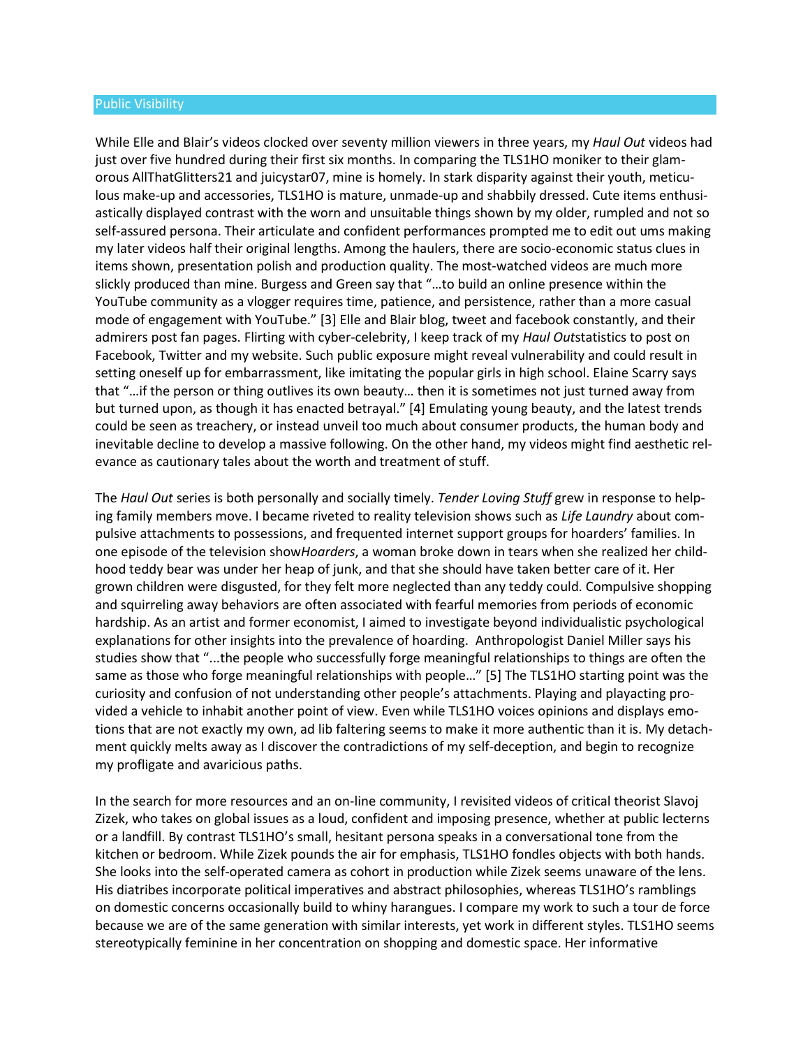## Public Visibility

While Elle and Blair's videos clocked over seventy million viewers in three years, my *Haul Out* videos had just over five hundred during their first six months. In comparing the TLS1HO moniker to their glamorous AllThatGlitters21 and juicystar07, mine is homely. In stark disparity against their youth, meticulous make-up and accessories, TLS1HO is mature, unmade-up and shabbily dressed. Cute items enthusiastically displayed contrast with the worn and unsuitable things shown by my older, rumpled and not so self-assured persona. Their articulate and confident performances prompted me to edit out ums making my later videos half their original lengths. Among the haulers, there are socio-economic status clues in items shown, presentation polish and production quality. The most-watched videos are much more slickly produced than mine. Burgess and Green say that "…to build an online presence within the YouTube community as a vlogger requires time, patience, and persistence, rather than a more casual mode of engagement with YouTube." [3] Elle and Blair blog, tweet and facebook constantly, and their admirers post fan pages. Flirting with cyber-celebrity, I keep track of my *Haul Out*statistics to post on Facebook, Twitter and my website. Such public exposure might reveal vulnerability and could result in setting oneself up for embarrassment, like imitating the popular girls in high school. Elaine Scarry says that "…if the person or thing outlives its own beauty… then it is sometimes not just turned away from but turned upon, as though it has enacted betrayal." [4] Emulating young beauty, and the latest trends could be seen as treachery, or instead unveil too much about consumer products, the human body and inevitable decline to develop a massive following. On the other hand, my videos might find aesthetic relevance as cautionary tales about the worth and treatment of stuff.

The *Haul Out* series is both personally and socially timely. *Tender Loving Stuff* grew in response to helping family members move. I became riveted to reality television shows such as *Life Laundry* about compulsive attachments to possessions, and frequented internet support groups for hoarders' families. In one episode of the television show*Hoarders*, a woman broke down in tears when she realized her childhood teddy bear was under her heap of junk, and that she should have taken better care of it. Her grown children were disgusted, for they felt more neglected than any teddy could. Compulsive shopping and squirreling away behaviors are often associated with fearful memories from periods of economic hardship. As an artist and former economist, I aimed to investigate beyond individualistic psychological explanations for other insights into the prevalence of hoarding. Anthropologist Daniel Miller says his studies show that "...the people who successfully forge meaningful relationships to things are often the same as those who forge meaningful relationships with people…" [5] The TLS1HO starting point was the curiosity and confusion of not understanding other people's attachments. Playing and playacting provided a vehicle to inhabit another point of view. Even while TLS1HO voices opinions and displays emotions that are not exactly my own, ad lib faltering seems to make it more authentic than it is. My detachment quickly melts away as I discover the contradictions of my self-deception, and begin to recognize my profligate and avaricious paths.

In the search for more resources and an on-line community, I revisited videos of critical theorist Slavoj Zizek, who takes on global issues as a loud, confident and imposing presence, whether at public lecterns or a landfill. By contrast TLS1HO's small, hesitant persona speaks in a conversational tone from the kitchen or bedroom. While Zizek pounds the air for emphasis, TLS1HO fondles objects with both hands. She looks into the self-operated camera as cohort in production while Zizek seems unaware of the lens. His diatribes incorporate political imperatives and abstract philosophies, whereas TLS1HO's ramblings on domestic concerns occasionally build to whiny harangues. I compare my work to such a tour de force because we are of the same generation with similar interests, yet work in different styles. TLS1HO seems stereotypically feminine in her concentration on shopping and domestic space. Her informative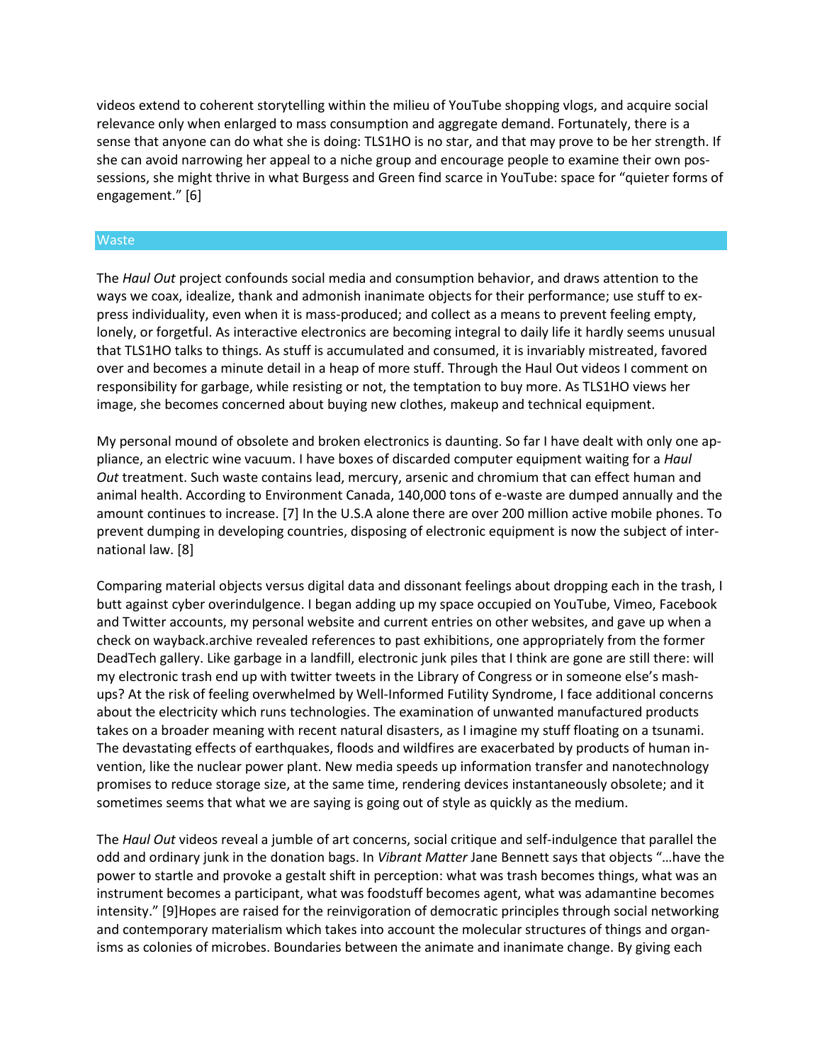videos extend to coherent storytelling within the milieu of YouTube shopping vlogs, and acquire social relevance only when enlarged to mass consumption and aggregate demand. Fortunately, there is a sense that anyone can do what she is doing: TLS1HO is no star, and that may prove to be her strength. If she can avoid narrowing her appeal to a niche group and encourage people to examine their own possessions, she might thrive in what Burgess and Green find scarce in YouTube: space for "quieter forms of engagement." [6]

## Waste

The *Haul Out* project confounds social media and consumption behavior, and draws attention to the ways we coax, idealize, thank and admonish inanimate objects for their performance; use stuff to express individuality, even when it is mass-produced; and collect as a means to prevent feeling empty, lonely, or forgetful. As interactive electronics are becoming integral to daily life it hardly seems unusual that TLS1HO talks to things. As stuff is accumulated and consumed, it is invariably mistreated, favored over and becomes a minute detail in a heap of more stuff. Through the Haul Out videos I comment on responsibility for garbage, while resisting or not, the temptation to buy more. As TLS1HO views her image, she becomes concerned about buying new clothes, makeup and technical equipment.

My personal mound of obsolete and broken electronics is daunting. So far I have dealt with only one appliance, an electric wine vacuum. I have boxes of discarded computer equipment waiting for a *Haul Out* treatment. Such waste contains lead, mercury, arsenic and chromium that can effect human and animal health. According to Environment Canada, 140,000 tons of e-waste are dumped annually and the amount continues to increase. [7] In the U.S.A alone there are over 200 million active mobile phones. To prevent dumping in developing countries, disposing of electronic equipment is now the subject of international law. [8]

Comparing material objects versus digital data and dissonant feelings about dropping each in the trash, I butt against cyber overindulgence. I began adding up my space occupied on YouTube, Vimeo, Facebook and Twitter accounts, my personal website and current entries on other websites, and gave up when a check on wayback.archive revealed references to past exhibitions, one appropriately from the former DeadTech gallery. Like garbage in a landfill, electronic junk piles that I think are gone are still there: will my electronic trash end up with twitter tweets in the Library of Congress or in someone else's mash-ups? At the risk of feeling overwhelmed by Well-Informed Futility Syndrome, I face additional concerns about the electricity which runs technologies. The examination of unwanted manufactured products takes on a broader meaning with recent natural disasters, as I imagine my stuff floating on a tsunami. The devastating effects of earthquakes, floods and wildfires are exacerbated by products of human invention, like the nuclear power plant. New media speeds up information transfer and nanotechnology promises to reduce storage size, at the same time, rendering devices instantaneously obsolete; and it sometimes seems that what we are saying is going out of style as quickly as the medium.

The *Haul Out* videos reveal a jumble of art concerns, social critique and self-indulgence that parallel the odd and ordinary junk in the donation bags. In *Vibrant Matter* Jane Bennett says that objects "…have the power to startle and provoke a gestalt shift in perception: what was trash becomes things, what was an instrument becomes a participant, what was foodstuff becomes agent, what was adamantine becomes intensity." [9]Hopes are raised for the reinvigoration of democratic principles through social networking and contemporary materialism which takes into account the molecular structures of things and organisms as colonies of microbes. Boundaries between the animate and inanimate change. By giving each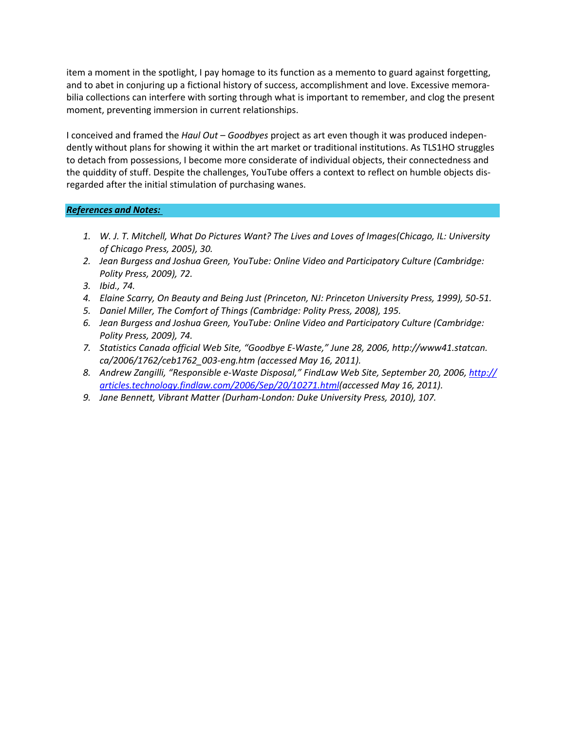item a moment in the spotlight, I pay homage to its function as a memento to guard against forgetting, and to abet in conjuring up a fictional history of success, accomplishment and love. Excessive memorabilia collections can interfere with sorting through what is important to remember, and clog the present moment, preventing immersion in current relationships.

I conceived and framed the *Haul Out – Goodbyes* project as art even though it was produced independently without plans for showing it within the art market or traditional institutions. As TLS1HO struggles to detach from possessions, I become more considerate of individual objects, their connectedness and the quiddity of stuff. Despite the challenges, YouTube offers a context to reflect on humble objects disregarded after the initial stimulation of purchasing wanes.

## ***References and Notes:***

1. *W. J. T. Mitchell, What Do Pictures Want? The Lives and Loves of Images(Chicago, IL: University of Chicago Press, 2005), 30.*
2. *Jean Burgess and Joshua Green, YouTube: Online Video and Participatory Culture (Cambridge: Polity Press, 2009), 72.*
3. *Ibid., 74.*
4. *Elaine Scarry, On Beauty and Being Just (Princeton, NJ: Princeton University Press, 1999), 50-51.*
5. *Daniel Miller, The Comfort of Things (Cambridge: Polity Press, 2008), 195.*
6. *Jean Burgess and Joshua Green, YouTube: Online Video and Participatory Culture (Cambridge: Polity Press, 2009), 74.*
7. *Statistics Canada official Web Site, "Goodbye E-Waste," June 28, 2006, http://www41.statcan.ca/2006/1762/ceb1762_003-eng.htm (accessed May 16, 2011).*
8. *Andrew Zangilli, "Responsible e-Waste Disposal," FindLaw Web Site, September 20, 2006, http://articles.technology.findlaw.com/2006/Sep/20/10271.html(accessed May 16, 2011).*
9. *Jane Bennett, Vibrant Matter (Durham-London: Duke University Press, 2010), 107.*